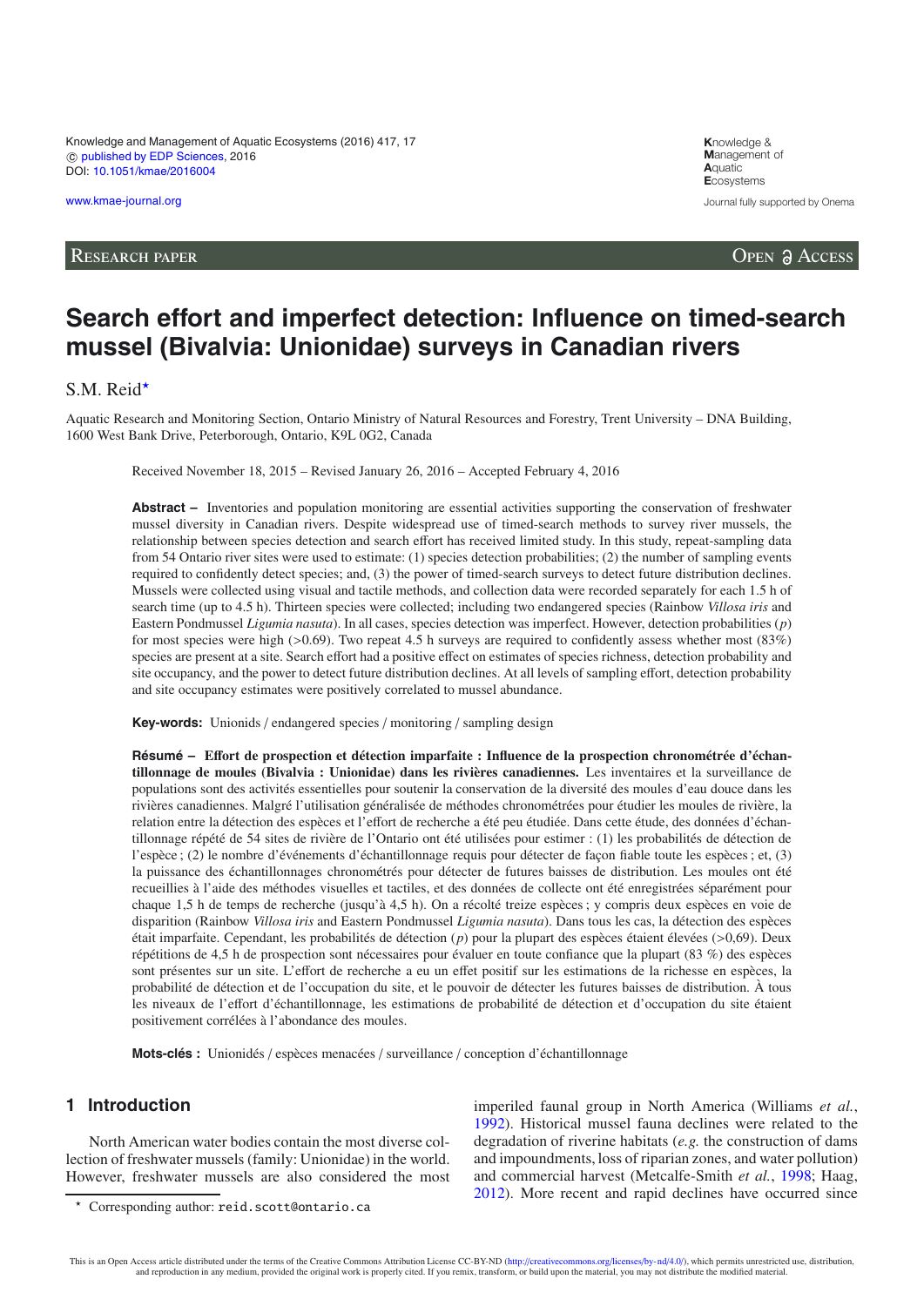Knowledge and Management of Aquatic Ecosystems (2016) 417, 17
© published by EDP Sciences, 2016
DOI: 10.1051/kmae/2016004

www.kmae-journal.org

Research paper — Open Access

# Search effort and imperfect detection: Influence on timed-search mussel (Bivalvia: Unionidae) surveys in Canadian rivers

S.M. Reid*

Aquatic Research and Monitoring Section, Ontario Ministry of Natural Resources and Forestry, Trent University – DNA Building, 1600 West Bank Drive, Peterborough, Ontario, K9L 0G2, Canada

Received November 18, 2015 – Revised January 26, 2016 – Accepted February 4, 2016

**Abstract –** Inventories and population monitoring are essential activities supporting the conservation of freshwater mussel diversity in Canadian rivers. Despite widespread use of timed-search methods to survey river mussels, the relationship between species detection and search effort has received limited study. In this study, repeat-sampling data from 54 Ontario river sites were used to estimate: (1) species detection probabilities; (2) the number of sampling events required to confidently detect species; and, (3) the power of timed-search surveys to detect future distribution declines. Mussels were collected using visual and tactile methods, and collection data were recorded separately for each 1.5 h of search time (up to 4.5 h). Thirteen species were collected; including two endangered species (Rainbow *Villosa iris* and Eastern Pondmussel *Ligumia nasuta*). In all cases, species detection was imperfect. However, detection probabilities ($p$) for most species were high (>0.69). Two repeat 4.5 h surveys are required to confidently assess whether most (83%) species are present at a site. Search effort had a positive effect on estimates of species richness, detection probability and site occupancy, and the power to detect future distribution declines. At all levels of sampling effort, detection probability and site occupancy estimates were positively correlated to mussel abundance.

**Key-words:** Unionids / endangered species / monitoring / sampling design

**Résumé – Effort de prospection et détection imparfaite : Influence de la prospection chronométrée d'échantillonnage de moules (Bivalvia : Unionidae) dans les rivières canadiennes.** Les inventaires et la surveillance de populations sont des activités essentielles pour soutenir la conservation de la diversité des moules d'eau douce dans les rivières canadiennes. Malgré l'utilisation généralisée de méthodes chronométrées pour étudier les moules de rivière, la relation entre la détection des espèces et l'effort de recherche a été peu étudiée. Dans cette étude, des données d'échantillonnage répété de 54 sites de rivière de l'Ontario ont été utilisées pour estimer : (1) les probabilités de détection de l'espèce ; (2) le nombre d'événements d'échantillonnage requis pour détecter de façon fiable toute les espèces ; et, (3) la puissance des échantillonnages chronométrés pour détecter de futures baisses de distribution. Les moules ont été recueillies à l'aide des méthodes visuelles et tactiles, et des données de collecte ont été enregistrées séparément pour chaque 1,5 h de temps de recherche (jusqu'à 4,5 h). On a récolté treize espèces ; y compris deux espèces en voie de disparition (Rainbow *Villosa iris* and Eastern Pondmussel *Ligumia nasuta*). Dans tous les cas, la détection des espèces était imparfaite. Cependant, les probabilités de détection ($p$) pour la plupart des espèces étaient élevées (>0,69). Deux répétitions de 4,5 h de prospection sont nécessaires pour évaluer en toute confiance que la plupart (83 %) des espèces sont présentes sur un site. L'effort de recherche a eu un effet positif sur les estimations de la richesse en espèces, la probabilité de détection et de l'occupation du site, et le pouvoir de détecter les futures baisses de distribution. À tous les niveaux de l'effort d'échantillonnage, les estimations de probabilité de détection et d'occupation du site étaient positivement corrélées à l'abondance des moules.

**Mots-clés :** Unionidés / espèces menacées / surveillance / conception d'échantillonnage

## 1 Introduction

North American water bodies contain the most diverse collection of freshwater mussels (family: Unionidae) in the world. However, freshwater mussels are also considered the most imperiled faunal group in North America (Williams *et al.*, 1992). Historical mussel fauna declines were related to the degradation of riverine habitats (*e.g.* the construction of dams and impoundments, loss of riparian zones, and water pollution) and commercial harvest (Metcalfe-Smith *et al.*, 1998; Haag, 2012). More recent and rapid declines have occurred since

* Corresponding author: reid.scott@ontario.ca

This is an Open Access article distributed under the terms of the Creative Commons Attribution License CC-BY-ND (http://creativecommons.org/licenses/by-nd/4.0/), which permits unrestricted use, distribution, and reproduction in any medium, provided the original work is properly cited. If you remix, transform, or build upon the material, you may not distribute the modified material.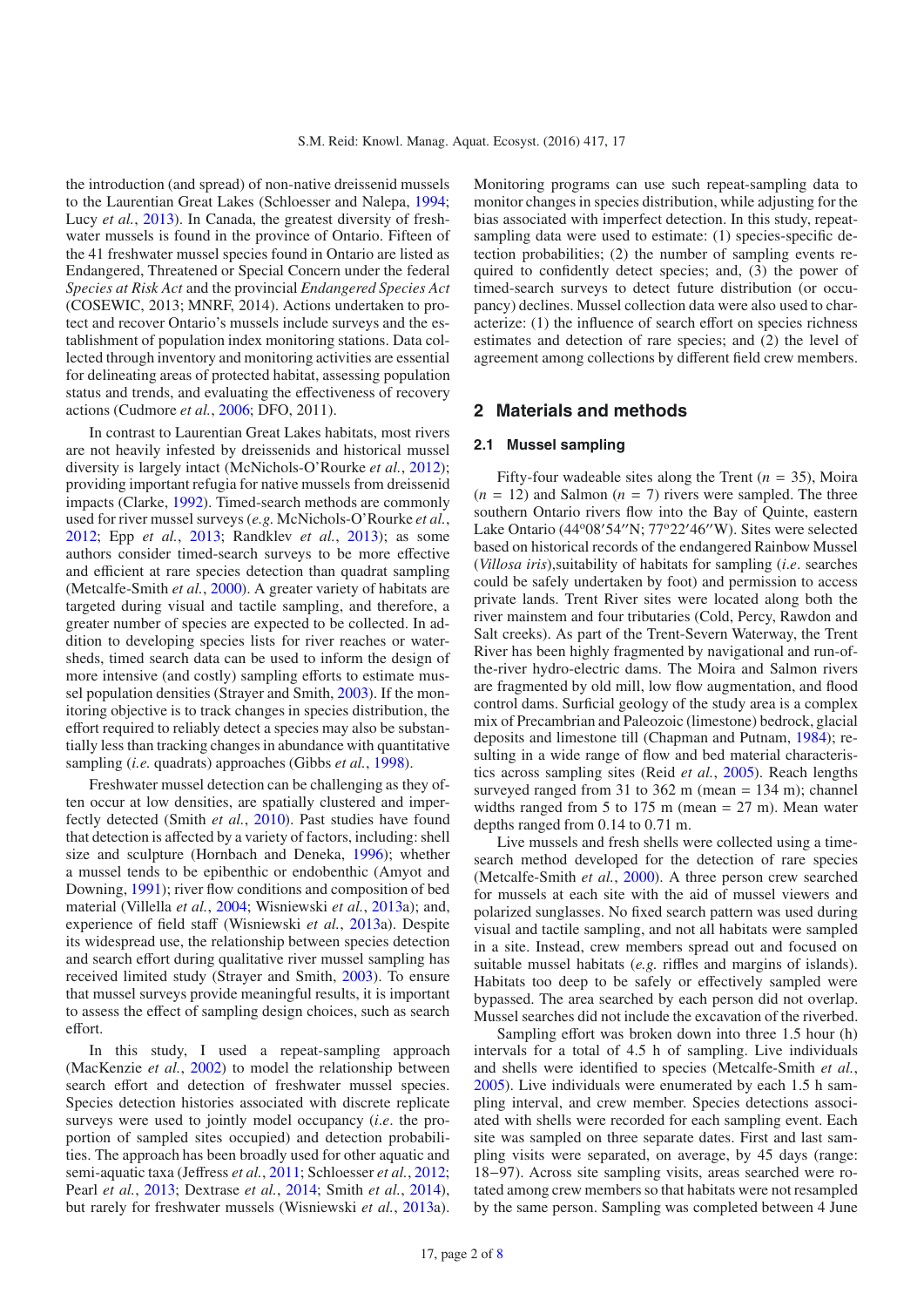the introduction (and spread) of non-native dreissenid mussels to the Laurentian Great Lakes (Schloesser and Nalepa, 1994; Lucy *et al.*, 2013). In Canada, the greatest diversity of freshwater mussels is found in the province of Ontario. Fifteen of the 41 freshwater mussel species found in Ontario are listed as Endangered, Threatened or Special Concern under the federal *Species at Risk Act* and the provincial *Endangered Species Act* (COSEWIC, 2013; MNRF, 2014). Actions undertaken to protect and recover Ontario's mussels include surveys and the establishment of population index monitoring stations. Data collected through inventory and monitoring activities are essential for delineating areas of protected habitat, assessing population status and trends, and evaluating the effectiveness of recovery actions (Cudmore *et al.*, 2006; DFO, 2011).

In contrast to Laurentian Great Lakes habitats, most rivers are not heavily infested by dreissenids and historical mussel diversity is largely intact (McNichols-O'Rourke *et al.*, 2012); providing important refugia for native mussels from dreissenid impacts (Clarke, 1992). Timed-search methods are commonly used for river mussel surveys (*e.g.* McNichols-O'Rourke *et al.*, 2012; Epp *et al.*, 2013; Randklev *et al.*, 2013); as some authors consider timed-search surveys to be more effective and efficient at rare species detection than quadrat sampling (Metcalfe-Smith *et al.*, 2000). A greater variety of habitats are targeted during visual and tactile sampling, and therefore, a greater number of species are expected to be collected. In addition to developing species lists for river reaches or watersheds, timed search data can be used to inform the design of more intensive (and costly) sampling efforts to estimate mussel population densities (Strayer and Smith, 2003). If the monitoring objective is to track changes in species distribution, the effort required to reliably detect a species may also be substantially less than tracking changes in abundance with quantitative sampling (*i.e.* quadrats) approaches (Gibbs *et al.*, 1998).

Freshwater mussel detection can be challenging as they often occur at low densities, are spatially clustered and imperfectly detected (Smith *et al.*, 2010). Past studies have found that detection is affected by a variety of factors, including: shell size and sculpture (Hornbach and Deneka, 1996); whether a mussel tends to be epibenthic or endobenthic (Amyot and Downing, 1991); river flow conditions and composition of bed material (Villella *et al.*, 2004; Wisniewski *et al.*, 2013a); and, experience of field staff (Wisniewski *et al.*, 2013a). Despite its widespread use, the relationship between species detection and search effort during qualitative river mussel sampling has received limited study (Strayer and Smith, 2003). To ensure that mussel surveys provide meaningful results, it is important to assess the effect of sampling design choices, such as search effort.

In this study, I used a repeat-sampling approach (MacKenzie *et al.*, 2002) to model the relationship between search effort and detection of freshwater mussel species. Species detection histories associated with discrete replicate surveys were used to jointly model occupancy (*i.e.* the proportion of sampled sites occupied) and detection probabilities. The approach has been broadly used for other aquatic and semi-aquatic taxa (Jeffress *et al.*, 2011; Schloesser *et al.*, 2012; Pearl *et al.*, 2013; Dextrase *et al.*, 2014; Smith *et al.*, 2014), but rarely for freshwater mussels (Wisniewski *et al.*, 2013a). Monitoring programs can use such repeat-sampling data to monitor changes in species distribution, while adjusting for the bias associated with imperfect detection. In this study, repeat-sampling data were used to estimate: (1) species-specific detection probabilities; (2) the number of sampling events required to confidently detect species; and, (3) the power of timed-search surveys to detect future distribution (or occupancy) declines. Mussel collection data were also used to characterize: (1) the influence of search effort on species richness estimates and detection of rare species; and (2) the level of agreement among collections by different field crew members.

## 2 Materials and methods

### 2.1 Mussel sampling

Fifty-four wadeable sites along the Trent ($n$ = 35), Moira ($n$ = 12) and Salmon ($n$ = 7) rivers were sampled. The three southern Ontario rivers flow into the Bay of Quinte, eastern Lake Ontario (44°08′54′′N; 77°22′46′′W). Sites were selected based on historical records of the endangered Rainbow Mussel (*Villosa iris*),suitability of habitats for sampling (*i.e.* searches could be safely undertaken by foot) and permission to access private lands. Trent River sites were located along both the river mainstem and four tributaries (Cold, Percy, Rawdon and Salt creeks). As part of the Trent-Severn Waterway, the Trent River has been highly fragmented by navigational and run-of-the-river hydro-electric dams. The Moira and Salmon rivers are fragmented by old mill, low flow augmentation, and flood control dams. Surficial geology of the study area is a complex mix of Precambrian and Paleozoic (limestone) bedrock, glacial deposits and limestone till (Chapman and Putnam, 1984); resulting in a wide range of flow and bed material characteristics across sampling sites (Reid *et al.*, 2005). Reach lengths surveyed ranged from 31 to 362 m (mean = 134 m); channel widths ranged from 5 to 175 m (mean = 27 m). Mean water depths ranged from 0.14 to 0.71 m.

Live mussels and fresh shells were collected using a time-search method developed for the detection of rare species (Metcalfe-Smith *et al.*, 2000). A three person crew searched for mussels at each site with the aid of mussel viewers and polarized sunglasses. No fixed search pattern was used during visual and tactile sampling, and not all habitats were sampled in a site. Instead, crew members spread out and focused on suitable mussel habitats (*e.g.* riffles and margins of islands). Habitats too deep to be safely or effectively sampled were bypassed. The area searched by each person did not overlap. Mussel searches did not include the excavation of the riverbed.

Sampling effort was broken down into three 1.5 hour (h) intervals for a total of 4.5 h of sampling. Live individuals and shells were identified to species (Metcalfe-Smith *et al.*, 2005). Live individuals were enumerated by each 1.5 h sampling interval, and crew member. Species detections associated with shells were recorded for each sampling event. Each site was sampled on three separate dates. First and last sampling visits were separated, on average, by 45 days (range: 18–97). Across site sampling visits, areas searched were rotated among crew members so that habitats were not resampled by the same person. Sampling was completed between 4 June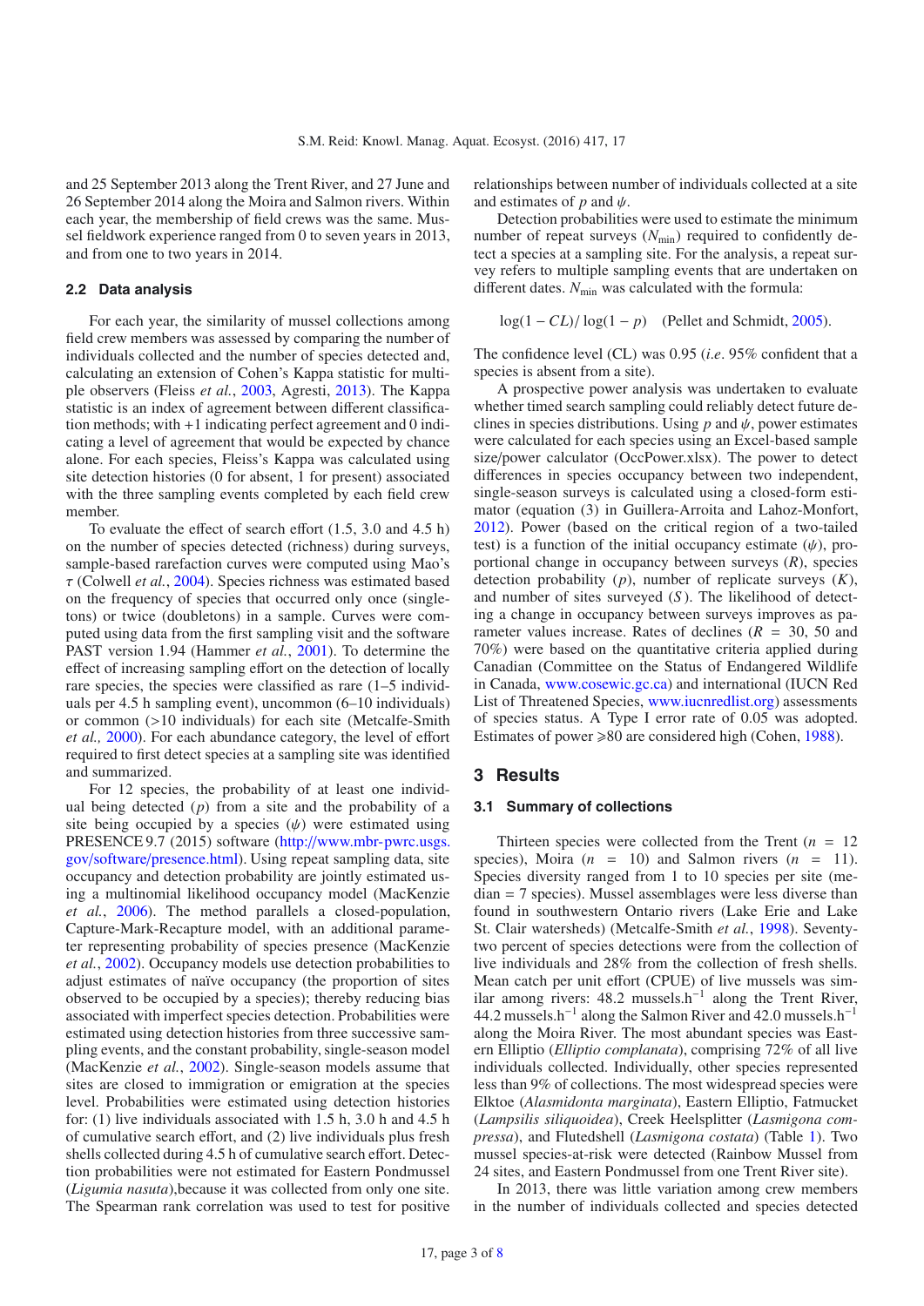and 25 September 2013 along the Trent River, and 27 June and 26 September 2014 along the Moira and Salmon rivers. Within each year, the membership of field crews was the same. Mussel fieldwork experience ranged from 0 to seven years in 2013, and from one to two years in 2014.

### 2.2 Data analysis

For each year, the similarity of mussel collections among field crew members was assessed by comparing the number of individuals collected and the number of species detected and, calculating an extension of Cohen's Kappa statistic for multiple observers (Fleiss *et al.*, 2003, Agresti, 2013). The Kappa statistic is an index of agreement between different classification methods; with +1 indicating perfect agreement and 0 indicating a level of agreement that would be expected by chance alone. For each species, Fleiss's Kappa was calculated using site detection histories (0 for absent, 1 for present) associated with the three sampling events completed by each field crew member.

To evaluate the effect of search effort (1.5, 3.0 and 4.5 h) on the number of species detected (richness) during surveys, sample-based rarefaction curves were computed using Mao's $\tau$ (Colwell *et al.*, 2004). Species richness was estimated based on the frequency of species that occurred only once (singletons) or twice (doubletons) in a sample. Curves were computed using data from the first sampling visit and the software PAST version 1.94 (Hammer *et al.*, 2001). To determine the effect of increasing sampling effort on the detection of locally rare species, the species were classified as rare (1–5 individuals per 4.5 h sampling event), uncommon (6–10 individuals) or common (>10 individuals) for each site (Metcalfe-Smith *et al.,* 2000). For each abundance category, the level of effort required to first detect species at a sampling site was identified and summarized.

For 12 species, the probability of at least one individual being detected ($p$) from a site and the probability of a site being occupied by a species ($\psi$) were estimated using PRESENCE 9.7 (2015) software (http://www.mbr-pwrc.usgs.gov/software/presence.html). Using repeat sampling data, site occupancy and detection probability are jointly estimated using a multinomial likelihood occupancy model (MacKenzie *et al.*, 2006). The method parallels a closed-population, Capture-Mark-Recapture model, with an additional parameter representing probability of species presence (MacKenzie *et al.*, 2002). Occupancy models use detection probabilities to adjust estimates of naïve occupancy (the proportion of sites observed to be occupied by a species); thereby reducing bias associated with imperfect species detection. Probabilities were estimated using detection histories from three successive sampling events, and the constant probability, single-season model (MacKenzie *et al.*, 2002). Single-season models assume that sites are closed to immigration or emigration at the species level. Probabilities were estimated using detection histories for: (1) live individuals associated with 1.5 h, 3.0 h and 4.5 h of cumulative search effort, and (2) live individuals plus fresh shells collected during 4.5 h of cumulative search effort. Detection probabilities were not estimated for Eastern Pondmussel (*Ligumia nasuta*),because it was collected from only one site. The Spearman rank correlation was used to test for positive relationships between number of individuals collected at a site and estimates of $p$ and $\psi$.

Detection probabilities were used to estimate the minimum number of repeat surveys ($N_{\min}$) required to confidently detect a species at a sampling site. For the analysis, a repeat survey refers to multiple sampling events that are undertaken on different dates. $N_{\min}$ was calculated with the formula:

$$\log(1 - CL)/\log(1 - p) \quad \text{(Pellet and Schmidt, 2005).}$$

The confidence level (CL) was 0.95 (*i.e.* 95% confident that a species is absent from a site).

A prospective power analysis was undertaken to evaluate whether timed search sampling could reliably detect future declines in species distributions. Using $p$ and $\psi$, power estimates were calculated for each species using an Excel-based sample size/power calculator (OccPower.xlsx). The power to detect differences in species occupancy between two independent, single-season surveys is calculated using a closed-form estimator (equation (3) in Guillera-Arroita and Lahoz-Monfort, 2012). Power (based on the critical region of a two-tailed test) is a function of the initial occupancy estimate ($\psi$), proportional change in occupancy between surveys ($R$), species detection probability ($p$), number of replicate surveys ($K$), and number of sites surveyed ($S$). The likelihood of detecting a change in occupancy between surveys improves as parameter values increase. Rates of declines ($R$ = 30, 50 and 70%) were based on the quantitative criteria applied during Canadian (Committee on the Status of Endangered Wildlife in Canada, www.cosewic.gc.ca) and international (IUCN Red List of Threatened Species, www.iucnredlist.org) assessments of species status. A Type I error rate of 0.05 was adopted. Estimates of power ⩾80 are considered high (Cohen, 1988).

## 3 Results

### 3.1 Summary of collections

Thirteen species were collected from the Trent ($n$ = 12 species), Moira ($n$ = 10) and Salmon rivers ($n$ = 11). Species diversity ranged from 1 to 10 species per site (median = 7 species). Mussel assemblages were less diverse than found in southwestern Ontario rivers (Lake Erie and Lake St. Clair watersheds) (Metcalfe-Smith *et al.*, 1998). Seventy-two percent of species detections were from the collection of live individuals and 28% from the collection of fresh shells. Mean catch per unit effort (CPUE) of live mussels was similar among rivers: 48.2 mussels.h$^{-1}$ along the Trent River, 44.2 mussels.h$^{-1}$ along the Salmon River and 42.0 mussels.h$^{-1}$ along the Moira River. The most abundant species was Eastern Elliptio (*Elliptio complanata*), comprising 72% of all live individuals collected. Individually, other species represented less than 9% of collections. The most widespread species were Elktoe (*Alasmidonta marginata*), Eastern Elliptio, Fatmucket (*Lampsilis siliquoidea*), Creek Heelsplitter (*Lasmigona compressa*), and Flutedshell (*Lasmigona costata*) (Table 1). Two mussel species-at-risk were detected (Rainbow Mussel from 24 sites, and Eastern Pondmussel from one Trent River site).

In 2013, there was little variation among crew members in the number of individuals collected and species detected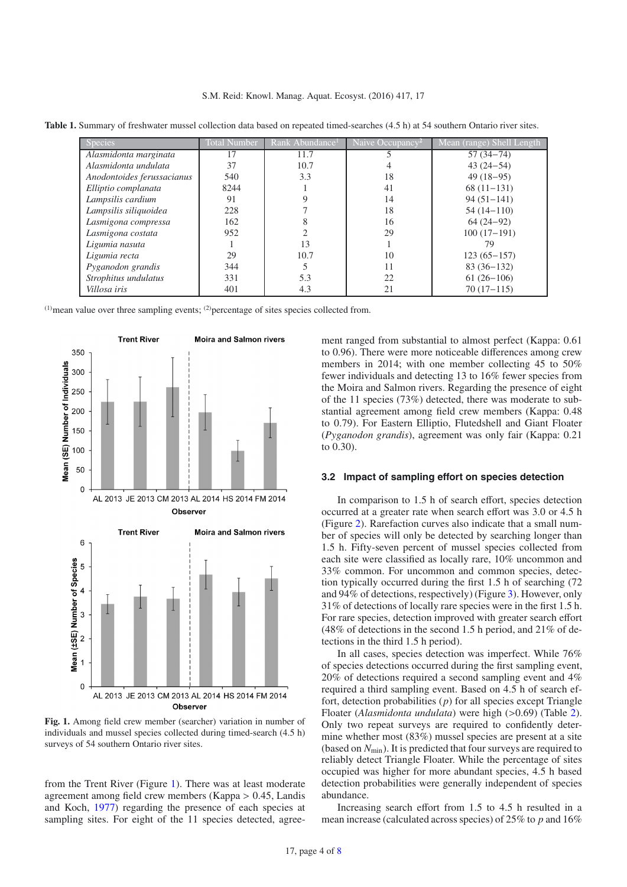**Table 1.** Summary of freshwater mussel collection data based on repeated timed-searches (4.5 h) at 54 southern Ontario river sites.

| Species | Total Number | Rank Abundance[1] | Naive Occupancy[2] | Mean (range) Shell Length |
|---|---|---|---|---|
| *Alasmidonta marginata* | 17 | 11.7 | 5 | 57 (34–74) |
| *Alasmidonta undulata* | 37 | 10.7 | 4 | 43 (24–54) |
| *Anodontoides ferussacianus* | 540 | 3.3 | 18 | 49 (18–95) |
| *Elliptio complanata* | 8244 | 1 | 41 | 68 (11–131) |
| *Lampsilis cardium* | 91 | 9 | 14 | 94 (51–141) |
| *Lampsilis siliquoidea* | 228 | 7 | 18 | 54 (14–110) |
| *Lasmigona compressa* | 162 | 8 | 16 | 64 (24–92) |
| *Lasmigona costata* | 952 | 2 | 29 | 100 (17–191) |
| *Ligumia nasuta* | 1 | 13 | 1 | 79 |
| *Ligumia recta* | 29 | 10.7 | 10 | 123 (65–157) |
| *Pyganodon grandis* | 344 | 5 | 11 | 83 (36–132) |
| *Strophitus undulatus* | 331 | 5.3 | 22 | 61 (26–106) |
| *Villosa iris* | 401 | 4.3 | 21 | 70 (17–115) |

[1]mean value over three sampling events; [2]percentage of sites species collected from.

**Fig. 1.** Among field crew member (searcher) variation in number of individuals and mussel species collected during timed-search (4.5 h) surveys of 54 southern Ontario river sites.

from the Trent River (Figure 1). There was at least moderate agreement among field crew members (Kappa > 0.45, Landis and Koch, 1977) regarding the presence of each species at sampling sites. For eight of the 11 species detected, agreement ranged from substantial to almost perfect (Kappa: 0.61 to 0.96). There were more noticeable differences among crew members in 2014; with one member collecting 45 to 50% fewer individuals and detecting 13 to 16% fewer species from the Moira and Salmon rivers. Regarding the presence of eight of the 11 species (73%) detected, there was moderate to substantial agreement among field crew members (Kappa: 0.48 to 0.79). For Eastern Elliptio, Flutedshell and Giant Floater (*Pyganodon grandis*), agreement was only fair (Kappa: 0.21 to 0.30).

### 3.2 Impact of sampling effort on species detection

In comparison to 1.5 h of search effort, species detection occurred at a greater rate when search effort was 3.0 or 4.5 h (Figure 2). Rarefaction curves also indicate that a small number of species will only be detected by searching longer than 1.5 h. Fifty-seven percent of mussel species collected from each site were classified as locally rare, 10% uncommon and 33% common. For uncommon and common species, detection typically occurred during the first 1.5 h of searching (72 and 94% of detections, respectively) (Figure 3). However, only 31% of detections of locally rare species were in the first 1.5 h. For rare species, detection improved with greater search effort (48% of detections in the second 1.5 h period, and 21% of detections in the third 1.5 h period).

In all cases, species detection was imperfect. While 76% of species detections occurred during the first sampling event, 20% of detections required a second sampling event and 4% required a third sampling event. Based on 4.5 h of search effort, detection probabilities ($p$) for all species except Triangle Floater (*Alasmidonta undulata*) were high (>0.69) (Table 2). Only two repeat surveys are required to confidently determine whether most (83%) mussel species are present at a site (based on $N_{\min}$). It is predicted that four surveys are required to reliably detect Triangle Floater. While the percentage of sites occupied was higher for more abundant species, 4.5 h based detection probabilities were generally independent of species abundance.

Increasing search effort from 1.5 to 4.5 h resulted in a mean increase (calculated across species) of 25% to $p$ and 16%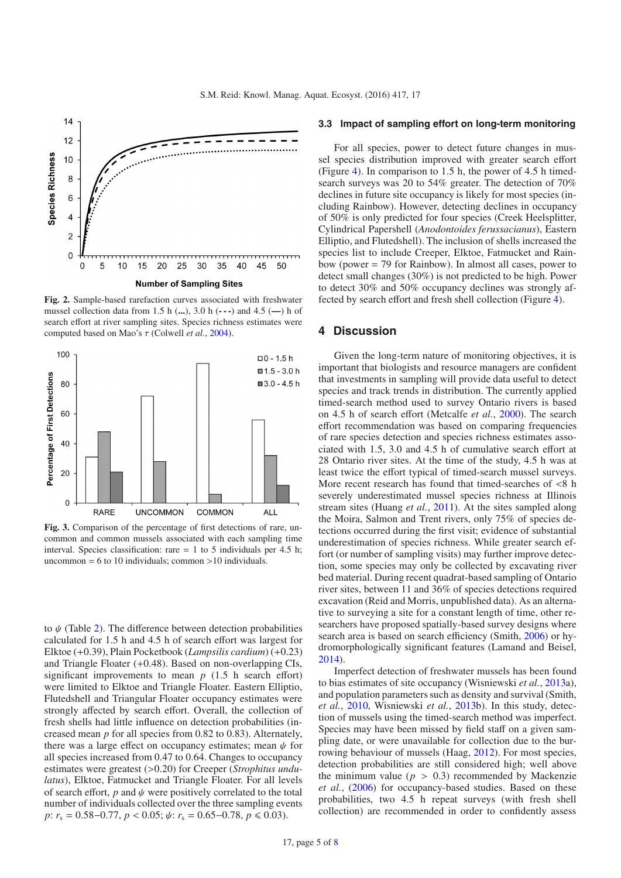to $\psi$ (Table 2). The difference between detection probabilities calculated for 1.5 h and 4.5 h of search effort was largest for Elktoe (+0.39), Plain Pocketbook (*Lampsilis cardium*) (+0.23) and Triangle Floater (+0.48). Based on non-overlapping CIs, significant improvements to mean $p$ (1.5 h search effort) were limited to Elktoe and Triangle Floater. Eastern Elliptio, Flutedshell and Triangular Floater occupancy estimates were strongly affected by search effort. Overall, the collection of fresh shells had little influence on detection probabilities (increased mean $p$ for all species from 0.82 to 0.83). Alternately, there was a large effect on occupancy estimates; mean $\psi$ for all species increased from 0.47 to 0.64. Changes to occupancy estimates were greatest (>0.20) for Creeper (*Strophitus undulatus*), Elktoe, Fatmucket and Triangle Floater. For all levels of search effort, $p$ and $\psi$ were positively correlated to the total number of individuals collected over the three sampling events $p$: $r_s = 0.58–0.77$, $p < 0.05$; $\psi$: $r_s = 0.65–0.78$, $p \leqslant 0.03$).

Fig. 2. Sample-based rarefaction curves associated with freshwater mussel collection data from 1.5 h (...), 3.0 h (- - -) and 4.5 (—) h of search effort at river sampling sites. Species richness estimates were computed based on Mao's $\tau$ (Colwell *et al.*, 2004).

Fig. 3. Comparison of the percentage of first detections of rare, uncommon and common mussels associated with each sampling time interval. Species classification: rare = 1 to 5 individuals per 4.5 h; uncommon = 6 to 10 individuals; common >10 individuals.

### 3.3 Impact of sampling effort on long-term monitoring

For all species, power to detect future changes in mussel species distribution improved with greater search effort (Figure 4). In comparison to 1.5 h, the power of 4.5 h timed-search surveys was 20 to 54% greater. The detection of 70% declines in future site occupancy is likely for most species (including Rainbow). However, detecting declines in occupancy of 50% is only predicted for four species (Creek Heelsplitter, Cylindrical Papershell (*Anodontoides ferussacianus*), Eastern Elliptio, and Flutedshell). The inclusion of shells increased the species list to include Creeper, Elktoe, Fatmucket and Rainbow (power = 79 for Rainbow). In almost all cases, power to detect small changes (30%) is not predicted to be high. Power to detect 30% and 50% occupancy declines was strongly affected by search effort and fresh shell collection (Figure 4).

## 4 Discussion

Given the long-term nature of monitoring objectives, it is important that biologists and resource managers are confident that investments in sampling will provide data useful to detect species and track trends in distribution. The currently applied timed-search method used to survey Ontario rivers is based on 4.5 h of search effort (Metcalfe *et al.*, 2000). The search effort recommendation was based on comparing frequencies of rare species detection and species richness estimates associated with 1.5, 3.0 and 4.5 h of cumulative search effort at 28 Ontario river sites. At the time of the study, 4.5 h was at least twice the effort typical of timed-search mussel surveys. More recent research has found that timed-searches of <8 h severely underestimated mussel species richness at Illinois stream sites (Huang *et al.*, 2011). At the sites sampled along the Moira, Salmon and Trent rivers, only 75% of species detections occurred during the first visit; evidence of substantial underestimation of species richness. While greater search effort (or number of sampling visits) may further improve detection, some species may only be collected by excavating river bed material. During recent quadrat-based sampling of Ontario river sites, between 11 and 36% of species detections required excavation (Reid and Morris, unpublished data). As an alternative to surveying a site for a constant length of time, other researchers have proposed spatially-based survey designs where search area is based on search efficiency (Smith, 2006) or hydromorphologically significant features (Lamand and Beisel, 2014).

Imperfect detection of freshwater mussels has been found to bias estimates of site occupancy (Wisniewski *et al.*, 2013a), and population parameters such as density and survival (Smith, *et al.*, 2010, Wisniewski *et al.*, 2013b). In this study, detection of mussels using the timed-search method was imperfect. Species may have been missed by field staff on a given sampling date, or were unavailable for collection due to the burrowing behaviour of mussels (Haag, 2012). For most species, detection probabilities are still considered high; well above the minimum value ($p$ > 0.3) recommended by Mackenzie *et al.*, (2006) for occupancy-based studies. Based on these probabilities, two 4.5 h repeat surveys (with fresh shell collection) are recommended in order to confidently assess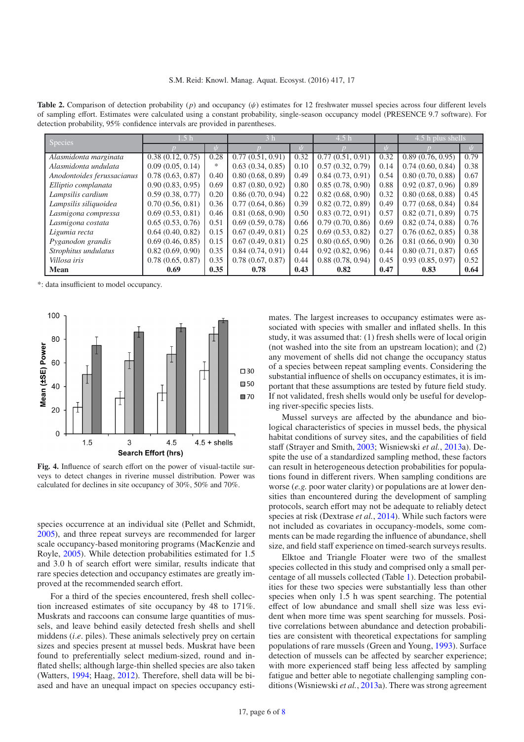**Table 2.** Comparison of detection probability ($p$) and occupancy ($\psi$) estimates for 12 freshwater mussel species across four different levels of sampling effort. Estimates were calculated using a constant probability, single-season occupancy model (PRESENCE 9.7 software). For detection probability, 95% confidence intervals are provided in parentheses.

| Species | 1.5 h | | 3 h | | 4.5 h | | 4.5 h plus shells | |
|---|---|---|---|---|---|---|---|---|
| | $p$ | $\psi$ | $p$ | $\psi$ | $p$ | $\psi$ | $p$ | $\psi$ |
| *Alasmidonta marginata* | 0.38 (0.12, 0.75) | 0.28 | 0.77 (0.51, 0.91) | 0.32 | 0.77 (0.51, 0.91) | 0.32 | 0.89 (0.76, 0.95) | 0.79 |
| *Alasmidonta undulata* | 0.09 (0.05, 0.14) | * | 0.63 (0.34, 0.85) | 0.10 | 0.57 (0.32, 0.79) | 0.14 | 0.74 (0.60, 0.84) | 0.38 |
| *Anodontoides ferussacianus* | 0.78 (0.63, 0.87) | 0.40 | 0.80 (0.68, 0.89) | 0.49 | 0.84 (0.73, 0.91) | 0.54 | 0.80 (0.70, 0.88) | 0.67 |
| *Elliptio complanata* | 0.90 (0.83, 0.95) | 0.69 | 0.87 (0.80, 0.92) | 0.80 | 0.85 (0.78, 0.90) | 0.88 | 0.92 (0.87, 0.96) | 0.89 |
| *Lampsilis cardium* | 0.59 (0.38, 0.77) | 0.20 | 0.86 (0.70, 0.94) | 0.22 | 0.82 (0.68, 0.90) | 0.32 | 0.80 (0.68, 0.88) | 0.45 |
| *Lampsilis siliquoidea* | 0.70 (0.56, 0.81) | 0.36 | 0.77 (0.64, 0.86) | 0.39 | 0.82 (0.72, 0.89) | 0.49 | 0.77 (0.68, 0.84) | 0.84 |
| *Lasmigona compressa* | 0.69 (0.53, 0.81) | 0.46 | 0.81 (0.68, 0.90) | 0.50 | 0.83 (0.72, 0.91) | 0.57 | 0.82 (0.71, 0.89) | 0.75 |
| *Lasmigona costata* | 0.65 (0.53, 0.76) | 0.51 | 0.69 (0.59, 0.78) | 0.66 | 0.79 (0.70, 0.86) | 0.69 | 0.82 (0.74, 0.88) | 0.76 |
| *Ligumia recta* | 0.64 (0.40, 0.82) | 0.15 | 0.67 (0.49, 0.81) | 0.25 | 0.69 (0.53, 0.82) | 0.27 | 0.76 (0.62, 0.85) | 0.38 |
| *Pyganodon grandis* | 0.69 (0.46, 0.85) | 0.15 | 0.67 (0.49, 0.81) | 0.25 | 0.80 (0.65, 0.90) | 0.26 | 0.81 (0.66, 0.90) | 0.30 |
| *Strophitus undulatus* | 0.82 (0.69, 0.90) | 0.35 | 0.84 (0.74, 0.91) | 0.44 | 0.92 (0.82, 0.96) | 0.44 | 0.80 (0.71, 0.87) | 0.65 |
| *Villosa iris* | 0.78 (0.65, 0.87) | 0.35 | 0.78 (0.67, 0.87) | 0.44 | 0.88 (0.78, 0.94) | 0.45 | 0.93 (0.85, 0.97) | 0.52 |
| **Mean** | **0.69** | **0.35** | **0.78** | **0.43** | **0.82** | **0.47** | **0.83** | **0.64** |

*: data insufficient to model occupancy.

**Fig. 4.** Influence of search effort on the power of visual-tactile surveys to detect changes in riverine mussel distribution. Power was calculated for declines in site occupancy of 30%, 50% and 70%.

species occurrence at an individual site (Pellet and Schmidt, 2005), and three repeat surveys are recommended for larger scale occupancy-based monitoring programs (MacKenzie and Royle, 2005). While detection probabilities estimated for 1.5 and 3.0 h of search effort were similar, results indicate that rare species detection and occupancy estimates are greatly improved at the recommended search effort.

For a third of the species encountered, fresh shell collection increased estimates of site occupancy by 48 to 171%. Muskrats and raccoons can consume large quantities of mussels, and leave behind easily detected fresh shells and shell middens (*i.e.* piles). These animals selectively prey on certain sizes and species present at mussel beds. Muskrat have been found to preferentially select medium-sized, round and inflated shells; although large-thin shelled species are also taken (Watters, 1994; Haag, 2012). Therefore, shell data will be biased and have an unequal impact on species occupancy estimates. The largest increases to occupancy estimates were associated with species with smaller and inflated shells. In this study, it was assumed that: (1) fresh shells were of local origin (not washed into the site from an upstream location); and (2) any movement of shells did not change the occupancy status of a species between repeat sampling events. Considering the substantial influence of shells on occupancy estimates, it is important that these assumptions are tested by future field study. If not validated, fresh shells would only be useful for developing river-specific species lists.

Mussel surveys are affected by the abundance and biological characteristics of species in mussel beds, the physical habitat conditions of survey sites, and the capabilities of field staff (Strayer and Smith, 2003; Wisniewski *et al.*, 2013a). Despite the use of a standardized sampling method, these factors can result in heterogeneous detection probabilities for populations found in different rivers. When sampling conditions are worse (*e.g.* poor water clarity) or populations are at lower densities than encountered during the development of sampling protocols, search effort may not be adequate to reliably detect species at risk (Dextrase *et al.*, 2014). While such factors were not included as covariates in occupancy-models, some comments can be made regarding the influence of abundance, shell size, and field staff experience on timed-search surveys results.

Elktoe and Triangle Floater were two of the smallest species collected in this study and comprised only a small percentage of all mussels collected (Table 1). Detection probabilities for these two species were substantially less than other species when only 1.5 h was spent searching. The potential effect of low abundance and small shell size was less evident when more time was spent searching for mussels. Positive correlations between abundance and detection probabilities are consistent with theoretical expectations for sampling populations of rare mussels (Green and Young, 1993). Surface detection of mussels can be affected by searcher experience; with more experienced staff being less affected by sampling fatigue and better able to negotiate challenging sampling conditions (Wisniewski *et al.*, 2013a). There was strong agreement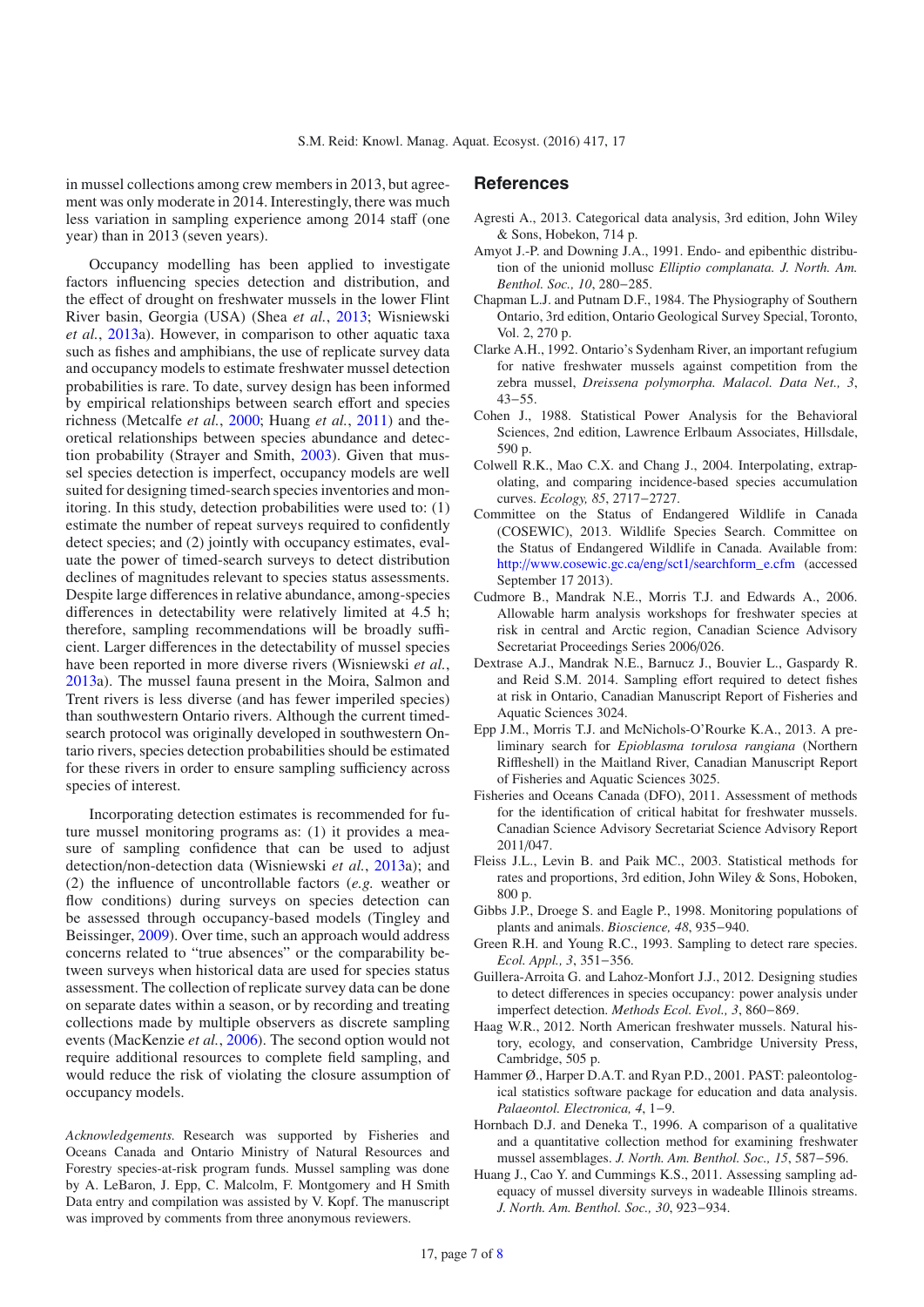in mussel collections among crew members in 2013, but agreement was only moderate in 2014. Interestingly, there was much less variation in sampling experience among 2014 staff (one year) than in 2013 (seven years).

Occupancy modelling has been applied to investigate factors influencing species detection and distribution, and the effect of drought on freshwater mussels in the lower Flint River basin, Georgia (USA) (Shea *et al.*, 2013; Wisniewski *et al.*, 2013a). However, in comparison to other aquatic taxa such as fishes and amphibians, the use of replicate survey data and occupancy models to estimate freshwater mussel detection probabilities is rare. To date, survey design has been informed by empirical relationships between search effort and species richness (Metcalfe *et al.*, 2000; Huang *et al.*, 2011) and theoretical relationships between species abundance and detection probability (Strayer and Smith, 2003). Given that mussel species detection is imperfect, occupancy models are well suited for designing timed-search species inventories and monitoring. In this study, detection probabilities were used to: (1) estimate the number of repeat surveys required to confidently detect species; and (2) jointly with occupancy estimates, evaluate the power of timed-search surveys to detect distribution declines of magnitudes relevant to species status assessments. Despite large differences in relative abundance, among-species differences in detectability were relatively limited at 4.5 h; therefore, sampling recommendations will be broadly sufficient. Larger differences in the detectability of mussel species have been reported in more diverse rivers (Wisniewski *et al.*, 2013a). The mussel fauna present in the Moira, Salmon and Trent rivers is less diverse (and has fewer imperiled species) than southwestern Ontario rivers. Although the current timed-search protocol was originally developed in southwestern Ontario rivers, species detection probabilities should be estimated for these rivers in order to ensure sampling sufficiency across species of interest.

Incorporating detection estimates is recommended for future mussel monitoring programs as: (1) it provides a measure of sampling confidence that can be used to adjust detection/non-detection data (Wisniewski *et al.*, 2013a); and (2) the influence of uncontrollable factors (*e.g.* weather or flow conditions) during surveys on species detection can be assessed through occupancy-based models (Tingley and Beissinger, 2009). Over time, such an approach would address concerns related to "true absences" or the comparability between surveys when historical data are used for species status assessment. The collection of replicate survey data can be done on separate dates within a season, or by recording and treating collections made by multiple observers as discrete sampling events (MacKenzie *et al.*, 2006). The second option would not require additional resources to complete field sampling, and would reduce the risk of violating the closure assumption of occupancy models.

*Acknowledgements.* Research was supported by Fisheries and Oceans Canada and Ontario Ministry of Natural Resources and Forestry species-at-risk program funds. Mussel sampling was done by A. LeBaron, J. Epp, C. Malcolm, F. Montgomery and H Smith Data entry and compilation was assisted by V. Kopf. The manuscript was improved by comments from three anonymous reviewers.

## References

Agresti A., 2013. Categorical data analysis, 3rd edition, John Wiley & Sons, Hobekon, 714 p.

Amyot J.-P. and Downing J.A., 1991. Endo- and epibenthic distribution of the unionid mollusc *Elliptio complanata. J. North. Am. Benthol. Soc., 10*, 280–285.

Chapman L.J. and Putnam D.F., 1984. The Physiography of Southern Ontario, 3rd edition, Ontario Geological Survey Special, Toronto, Vol. 2, 270 p.

Clarke A.H., 1992. Ontario's Sydenham River, an important refugium for native freshwater mussels against competition from the zebra mussel, *Dreissena polymorpha. Malacol. Data Net., 3*, 43–55.

Cohen J., 1988. Statistical Power Analysis for the Behavioral Sciences, 2nd edition, Lawrence Erlbaum Associates, Hillsdale, 590 p.

Colwell R.K., Mao C.X. and Chang J., 2004. Interpolating, extrapolating, and comparing incidence-based species accumulation curves. *Ecology, 85*, 2717–2727.

Committee on the Status of Endangered Wildlife in Canada (COSEWIC), 2013. Wildlife Species Search. Committee on the Status of Endangered Wildlife in Canada. Available from: http://www.cosewic.gc.ca/eng/sct1/searchform_e.cfm (accessed September 17 2013).

Cudmore B., Mandrak N.E., Morris T.J. and Edwards A., 2006. Allowable harm analysis workshops for freshwater species at risk in central and Arctic region, Canadian Science Advisory Secretariat Proceedings Series 2006/026.

Dextrase A.J., Mandrak N.E., Barnucz J., Bouvier L., Gaspardy R. and Reid S.M. 2014. Sampling effort required to detect fishes at risk in Ontario, Canadian Manuscript Report of Fisheries and Aquatic Sciences 3024.

Epp J.M., Morris T.J. and McNichols-O'Rourke K.A., 2013. A preliminary search for *Epioblasma torulosa rangiana* (Northern Riffleshell) in the Maitland River, Canadian Manuscript Report of Fisheries and Aquatic Sciences 3025.

Fisheries and Oceans Canada (DFO), 2011. Assessment of methods for the identification of critical habitat for freshwater mussels. Canadian Science Advisory Secretariat Science Advisory Report 2011/047.

Fleiss J.L., Levin B. and Paik MC., 2003. Statistical methods for rates and proportions, 3rd edition, John Wiley & Sons, Hoboken, 800 p.

Gibbs J.P., Droege S. and Eagle P., 1998. Monitoring populations of plants and animals. *Bioscience, 48*, 935–940.

Green R.H. and Young R.C., 1993. Sampling to detect rare species. *Ecol. Appl., 3*, 351–356.

Guillera-Arroita G. and Lahoz-Monfort J.J., 2012. Designing studies to detect differences in species occupancy: power analysis under imperfect detection. *Methods Ecol. Evol., 3*, 860–869.

Haag W.R., 2012. North American freshwater mussels. Natural history, ecology, and conservation, Cambridge University Press, Cambridge, 505 p.

Hammer Ø., Harper D.A.T. and Ryan P.D., 2001. PAST: paleontological statistics software package for education and data analysis. *Palaeontol. Electronica, 4*, 1–9.

Hornbach D.J. and Deneka T., 1996. A comparison of a qualitative and a quantitative collection method for examining freshwater mussel assemblages. *J. North. Am. Benthol. Soc., 15*, 587–596.

Huang J., Cao Y. and Cummings K.S., 2011. Assessing sampling adequacy of mussel diversity surveys in wadeable Illinois streams. *J. North. Am. Benthol. Soc., 30*, 923–934.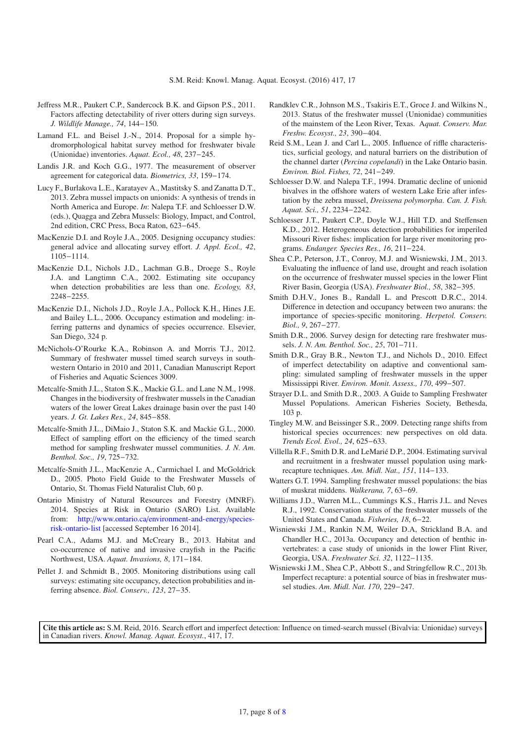Jeffress M.R., Paukert C.P., Sandercock B.K. and Gipson P.S., 2011. Factors affecting detectability of river otters during sign surveys. *J. Wildlife Manage., 74*, 144–150.

Lamand F.L. and Beisel J.-N., 2014. Proposal for a simple hydromorphological habitat survey method for freshwater bivale (Unionidae) inventories. *Aquat. Ecol., 48*, 237–245.

Landis J.R. and Koch G.G., 1977. The measurement of observer agreement for categorical data. *Biometrics, 33*, 159–174.

Lucy F., Burlakova L.E., Karatayev A., Mastitsky S. and Zanatta D.T., 2013. Zebra mussel impacts on unionids: A synthesis of trends in North America and Europe. *In*: Nalepa T.F. and Schloesser D.W. (eds.), Quagga and Zebra Mussels: Biology, Impact, and Control, 2nd edition, CRC Press, Boca Raton, 623–645.

MacKenzie D.I. and Royle J.A., 2005. Designing occupancy studies: general advice and allocating survey effort. *J. Appl. Ecol., 42*, 1105–1114.

MacKenzie D.I., Nichols J.D., Lachman G.B., Droege S., Royle J.A. and Langtimn C.A., 2002. Estimating site occupancy when detection probabilities are less than one. *Ecology, 83*, 2248–2255.

MacKenzie D.I., Nichols J.D., Royle J.A., Pollock K.H., Hines J.E. and Bailey L.L., 2006. Occupancy estimation and modeling: inferring patterns and dynamics of species occurrence. Elsevier, San Diego, 324 p.

McNichols-O'Rourke K.A., Robinson A. and Morris T.J., 2012. Summary of freshwater mussel timed search surveys in southwestern Ontario in 2010 and 2011, Canadian Manuscript Report of Fisheries and Aquatic Sciences 3009.

Metcalfe-Smith J.L., Staton S.K., Mackie G.L. and Lane N.M., 1998. Changes in the biodiversity of freshwater mussels in the Canadian waters of the lower Great Lakes drainage basin over the past 140 years. *J. Gt. Lakes Res., 24*, 845–858.

Metcalfe-Smith J.L., DiMaio J., Staton S.K. and Mackie G.L., 2000. Effect of sampling effort on the efficiency of the timed search method for sampling freshwater mussel communities. *J. N. Am. Benthol. Soc., 19*, 725–732.

Metcalfe-Smith J.L., MacKenzie A., Carmichael I. and McGoldrick D., 2005. Photo Field Guide to the Freshwater Mussels of Ontario, St. Thomas Field Naturalist Club, 60 p.

Ontario Ministry of Natural Resources and Forestry (MNRF). 2014. Species at Risk in Ontario (SARO) List. Available from: http://www.ontario.ca/environment-and-energy/species-risk-ontario-list [accessed September 16 2014].

Pearl C.A., Adams M.J. and McCreary B., 2013. Habitat and co-occurrence of native and invasive crayfish in the Pacific Northwest, USA. *Aquat. Invasions, 8*, 171–184.

Pellet J. and Schmidt B., 2005. Monitoring distributions using call surveys: estimating site occupancy, detection probabilities and inferring absence. *Biol. Conserv., 123*, 27–35.

Randklev C.R., Johnson M.S., Tsakiris E.T., Groce J. and Wilkins N., 2013. Status of the freshwater mussel (Unionidae) communities of the mainstem of the Leon River, Texas. *Aquat. Conserv. Mar. Freshw. Ecosyst., 23*, 390–404.

Reid S.M., Lean J. and Carl L., 2005. Influence of riffle characteristics, surficial geology, and natural barriers on the distribution of the channel darter (*Percina copelandi*) in the Lake Ontario basin. *Environ. Biol. Fishes, 72*, 241–249.

Schloesser D.W. and Nalepa T.F., 1994. Dramatic decline of unionid bivalves in the offshore waters of western Lake Erie after infestation by the zebra mussel, *Dreissena polymorpha*. *Can. J. Fish. Aquat. Sci., 51*, 2234–2242.

Schloesser J.T., Paukert C.P., Doyle W.J., Hill T.D. and Steffensen K.D., 2012. Heterogeneous detection probabilities for imperiled Missouri River fishes: implication for large river monitoring programs. *Endanger. Species Res., 16*, 211–224.

Shea C.P., Peterson, J.T., Conroy, M.J. and Wisniewski, J.M., 2013. Evaluating the influence of land use, drought and reach isolation on the occurrence of freshwater mussel species in the lower Flint River Basin, Georgia (USA). *Freshwater Biol., 58*, 382–395.

Smith D.H.V., Jones B., Randall L. and Prescott D.R.C., 2014. Difference in detection and occupancy between two anurans: the importance of species-specific monitoring. *Herpetol. Conserv. Biol., 9*, 267–277.

Smith D.R., 2006. Survey design for detecting rare freshwater mussels. *J. N. Am. Benthol. Soc., 25*, 701–711.

Smith D.R., Gray B.R., Newton T.J., and Nichols D., 2010. Effect of imperfect detectability on adaptive and conventional sampling: simulated sampling of freshwater mussels in the upper Mississippi River. *Environ. Monit. Assess., 170*, 499–507.

Strayer D.L. and Smith D.R., 2003. A Guide to Sampling Freshwater Mussel Populations. American Fisheries Society, Bethesda, 103 p.

Tingley M.W. and Beissinger S.R., 2009. Detecting range shifts from historical species occurrences: new perspectives on old data. *Trends Ecol. Evol., 24*, 625–633.

Villella R.F., Smith D.R. and LeMarié D.P., 2004. Estimating survival and recruitment in a freshwater mussel population using mark-recapture techniques. *Am. Midl. Nat., 151*, 114–133.

Watters G.T. 1994. Sampling freshwater mussel populations: the bias of muskrat middens. *Walkerana, 7*, 63–69.

Williams J.D., Warren M.L., Cummings K.S., Harris J.L. and Neves R.J., 1992. Conservation status of the freshwater mussels of the United States and Canada. *Fisheries, 18*, 6–22.

Wisniewski J.M., Rankin N.M, Weiler D.A, Strickland B.A. and Chandler H.C., 2013a. Occupancy and detection of benthic invertebrates: a case study of unionids in the lower Flint River, Georgia, USA. *Freshwater Sci. 32*, 1122–1135.

Wisniewski J.M., Shea C.P., Abbott S., and Stringfellow R.C., 2013b. Imperfect recapture: a potential source of bias in freshwater mussel studies. *Am. Midl. Nat. 170*, 229–247.

**Cite this article as:** S.M. Reid, 2016. Search effort and imperfect detection: Influence on timed-search mussel (Bivalvia: Unionidae) surveys in Canadian rivers. *Knowl. Manag. Aquat. Ecosyst.*, 417, 17.